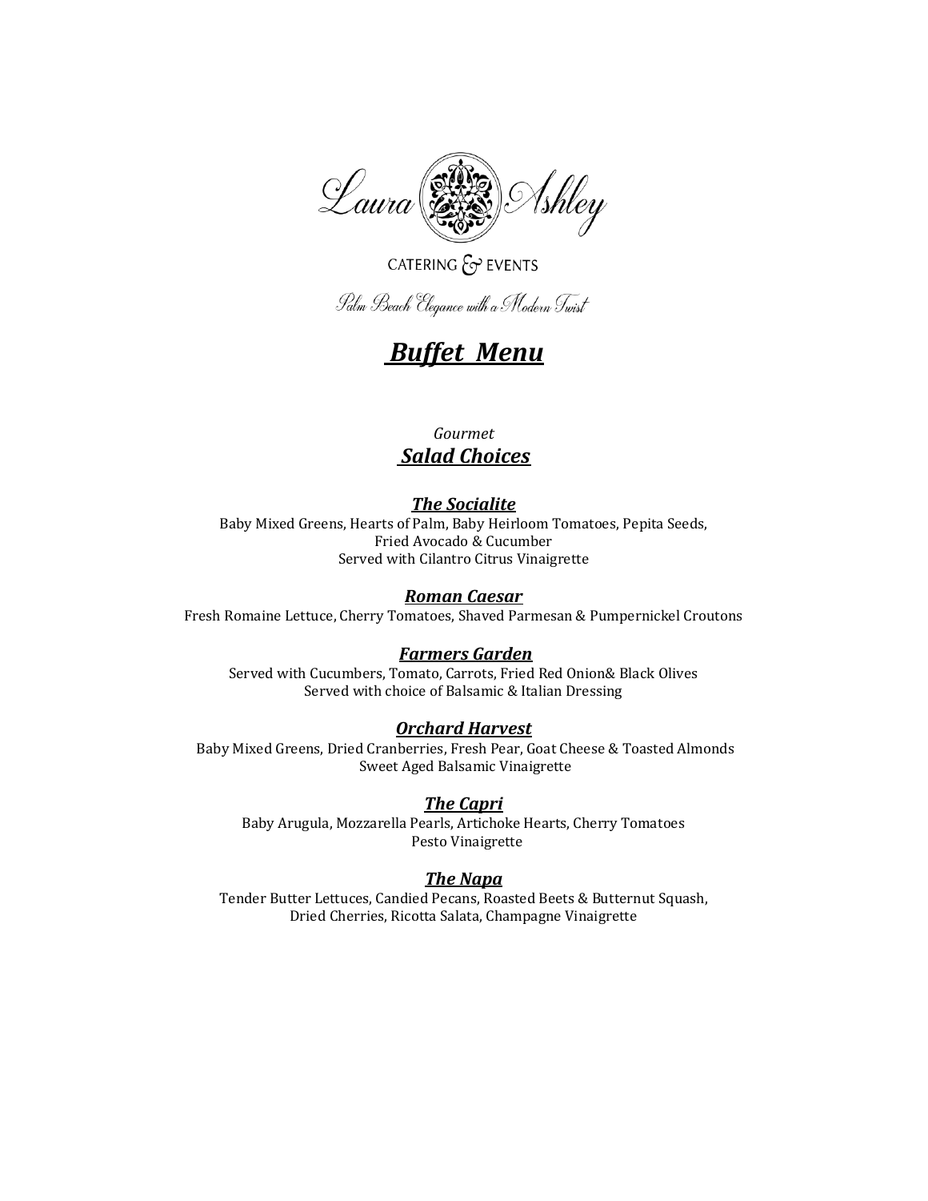Laura Ashley

CATERING & EVENTS

Palm Beach Elegance with a Modern Twist

# ***Buffet Menu***

*Gourmet*

## ***Salad Choices***

### ***The Socialite***

Baby Mixed Greens, Hearts of Palm, Baby Heirloom Tomatoes, Pepita Seeds, Fried Avocado & Cucumber
Served with Cilantro Citrus Vinaigrette

### ***Roman Caesar***

Fresh Romaine Lettuce, Cherry Tomatoes, Shaved Parmesan & Pumpernickel Croutons

### ***Farmers Garden***

Served with Cucumbers, Tomato, Carrots, Fried Red Onion& Black Olives
Served with choice of Balsamic & Italian Dressing

### ***Orchard Harvest***

Baby Mixed Greens, Dried Cranberries, Fresh Pear, Goat Cheese & Toasted Almonds
Sweet Aged Balsamic Vinaigrette

### ***The Capri***

Baby Arugula, Mozzarella Pearls, Artichoke Hearts, Cherry Tomatoes
Pesto Vinaigrette

### ***The Napa***

Tender Butter Lettuces, Candied Pecans, Roasted Beets & Butternut Squash, Dried Cherries, Ricotta Salata, Champagne Vinaigrette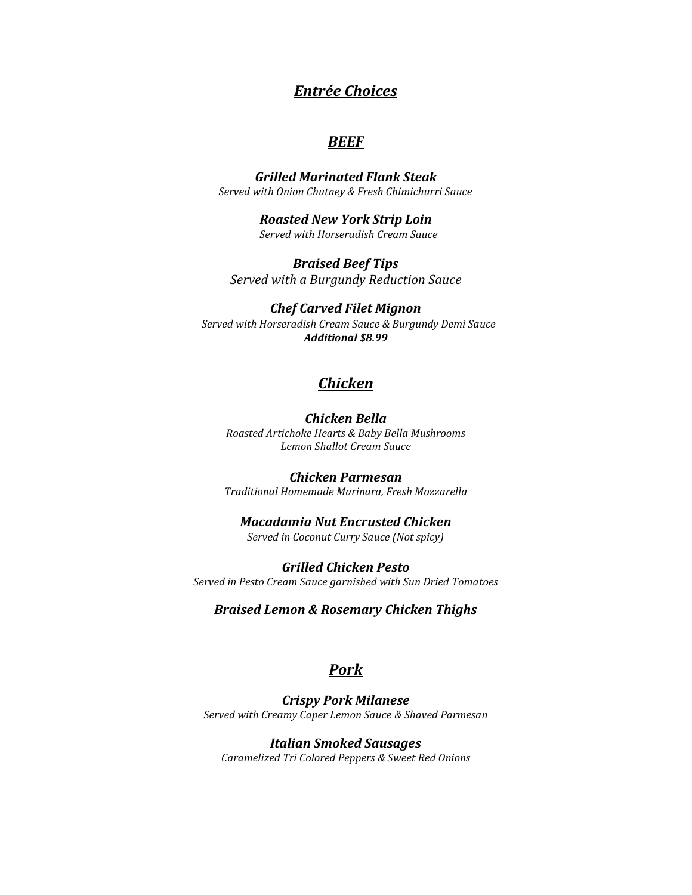# ***Entrée Choices***

## ***BEEF***

***Grilled Marinated Flank Steak***
*Served with Onion Chutney & Fresh Chimichurri Sauce*

***Roasted New York Strip Loin***
*Served with Horseradish Cream Sauce*

***Braised Beef Tips***
*Served with a Burgundy Reduction Sauce*

***Chef Carved Filet Mignon***
*Served with Horseradish Cream Sauce & Burgundy Demi Sauce*
***Additional $8.99***

## ***Chicken***

***Chicken Bella***
*Roasted Artichoke Hearts & Baby Bella Mushrooms*
*Lemon Shallot Cream Sauce*

***Chicken Parmesan***
*Traditional Homemade Marinara, Fresh Mozzarella*

***Macadamia Nut Encrusted Chicken***
*Served in Coconut Curry Sauce (Not spicy)*

***Grilled Chicken Pesto***
*Served in Pesto Cream Sauce garnished with Sun Dried Tomatoes*

***Braised Lemon & Rosemary Chicken Thighs***

## ***Pork***

***Crispy Pork Milanese***
*Served with Creamy Caper Lemon Sauce & Shaved Parmesan*

***Italian Smoked Sausages***
*Caramelized Tri Colored Peppers & Sweet Red Onions*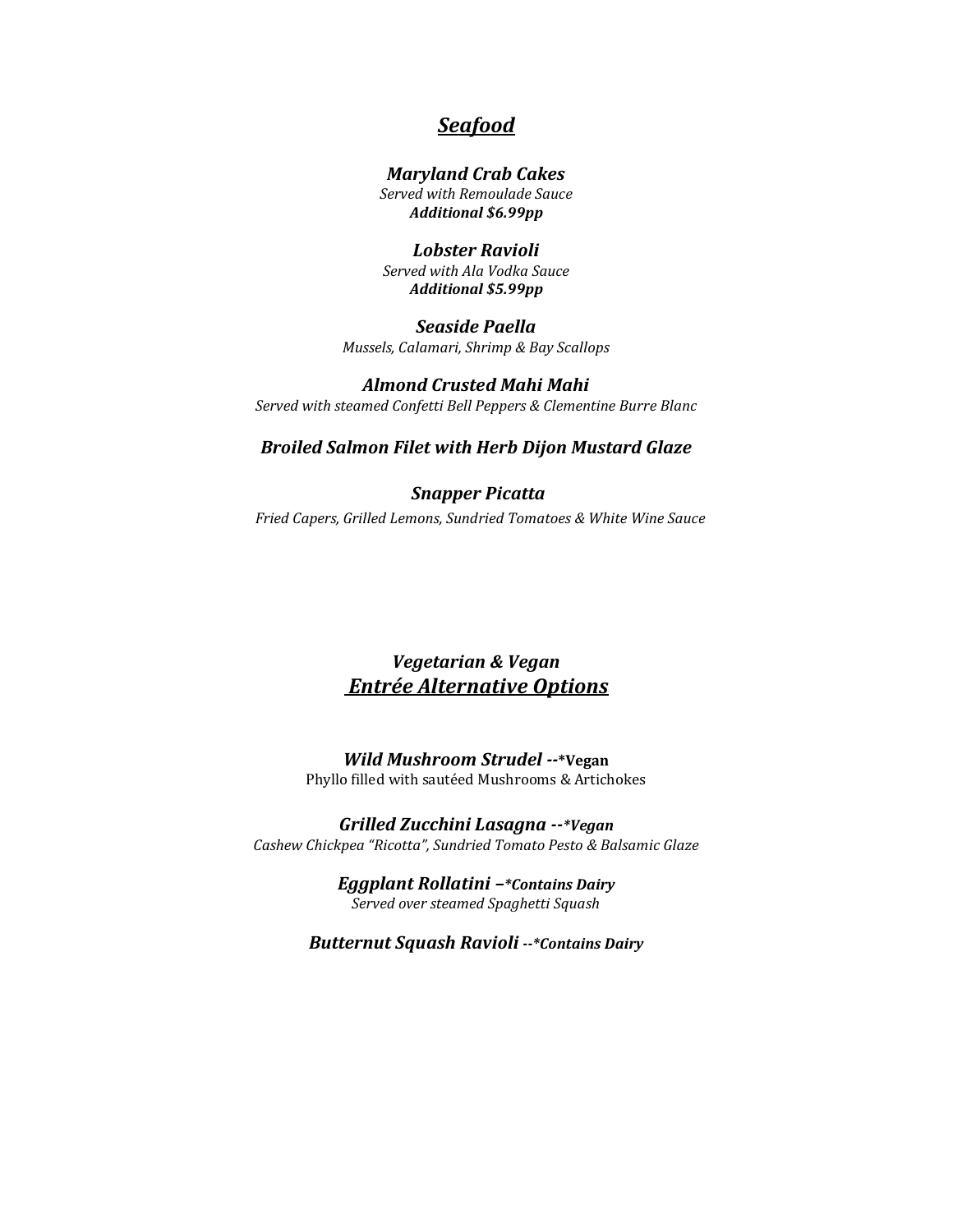## ***Seafood***

***Maryland Crab Cakes***
*Served with Remoulade Sauce*
***Additional $6.99pp***

***Lobster Ravioli***
*Served with Ala Vodka Sauce*
***Additional $5.99pp***

***Seaside Paella***
*Mussels, Calamari, Shrimp & Bay Scallops*

***Almond Crusted Mahi Mahi***
*Served with steamed Confetti Bell Peppers & Clementine Burre Blanc*

***Broiled Salmon Filet with Herb Dijon Mustard Glaze***

***Snapper Picatta***
*Fried Capers, Grilled Lemons, Sundried Tomatoes & White Wine Sauce*

## ***Vegetarian & Vegan***
## ***Entrée Alternative Options***

***Wild Mushroom Strudel*** **--*Vegan**
Phyllo filled with sautéed Mushrooms & Artichokes

***Grilled Zucchini Lasagna --*Vegan***
*Cashew Chickpea "Ricotta", Sundried Tomato Pesto & Balsamic Glaze*

***Eggplant Rollatini –*Contains Dairy***
*Served over steamed Spaghetti Squash*

***Butternut Squash Ravioli --*Contains Dairy***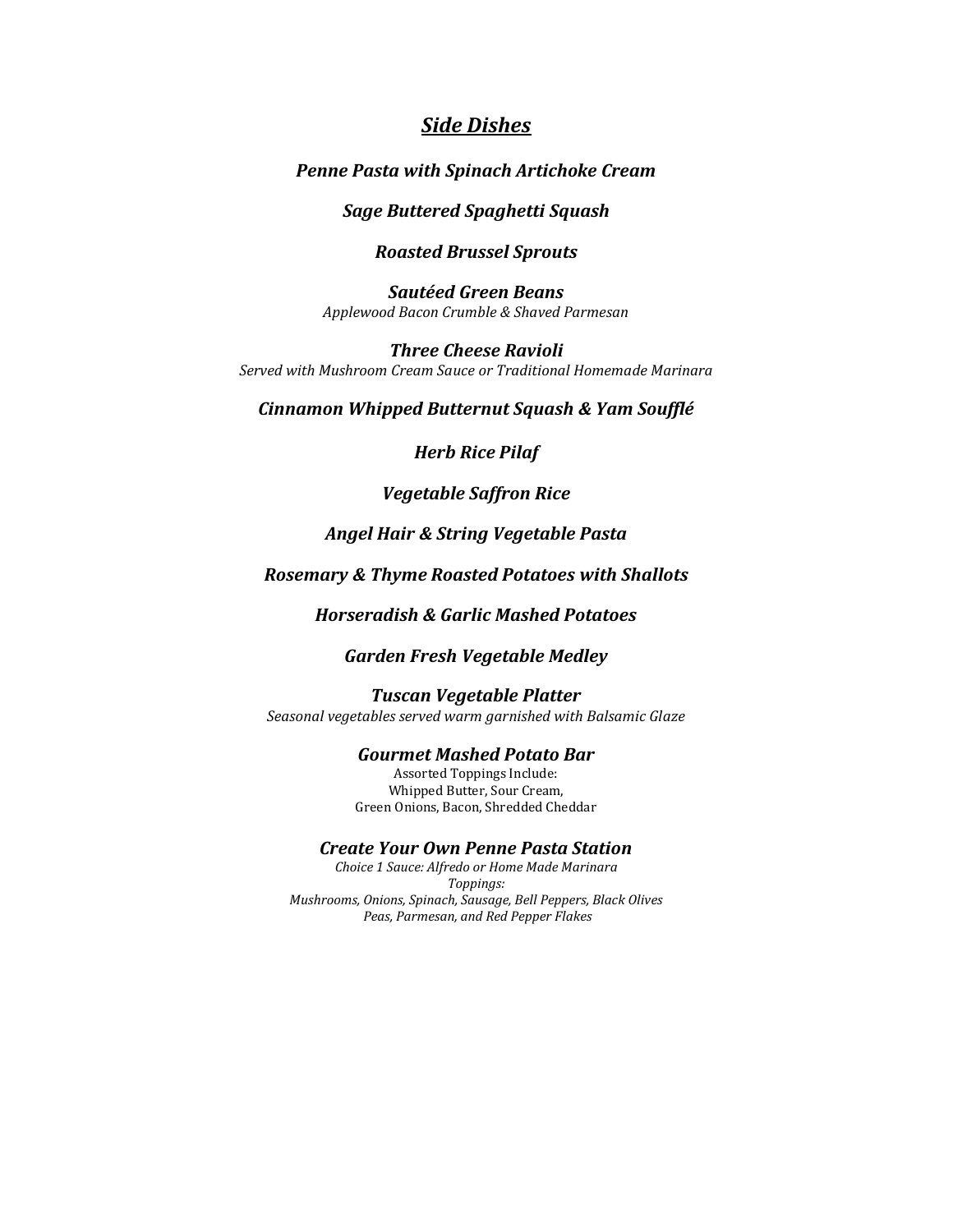## ***Side Dishes***

***Penne Pasta with Spinach Artichoke Cream***

***Sage Buttered Spaghetti Squash***

***Roasted Brussel Sprouts***

***Sautéed Green Beans***
*Applewood Bacon Crumble & Shaved Parmesan*

***Three Cheese Ravioli***
*Served with Mushroom Cream Sauce or Traditional Homemade Marinara*

***Cinnamon Whipped Butternut Squash & Yam Soufflé***

***Herb Rice Pilaf***

***Vegetable Saffron Rice***

***Angel Hair & String Vegetable Pasta***

***Rosemary & Thyme Roasted Potatoes with Shallots***

***Horseradish & Garlic Mashed Potatoes***

***Garden Fresh Vegetable Medley***

***Tuscan Vegetable Platter***
*Seasonal vegetables served warm garnished with Balsamic Glaze*

***Gourmet Mashed Potato Bar***
Assorted Toppings Include:
Whipped Butter, Sour Cream,
Green Onions, Bacon, Shredded Cheddar

***Create Your Own Penne Pasta Station***
*Choice 1 Sauce: Alfredo or Home Made Marinara*
*Toppings:*
*Mushrooms, Onions, Spinach, Sausage, Bell Peppers, Black Olives*
*Peas, Parmesan, and Red Pepper Flakes*